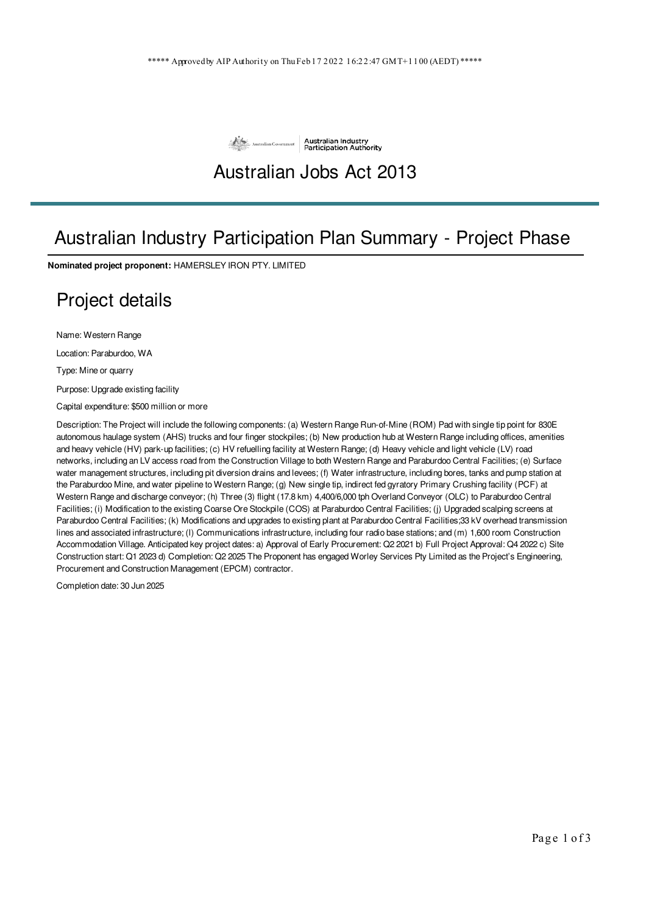***** Approved by AIP Authority on Thu Feb 17 2022 16:22:47 GMT+1100 (AEDT) *****

Australian Government | Australian Industry Participation Authority

# Australian Jobs Act 2013

## Australian Industry Participation Plan Summary - Project Phase

**Nominated project proponent:** HAMERSLEY IRON PTY. LIMITED

## Project details

Name: Western Range

Location: Paraburdoo, WA

Type: Mine or quarry

Purpose: Upgrade existing facility

Capital expenditure: $500 million or more

Description: The Project will include the following components: (a) Western Range Run-of-Mine (ROM) Pad with single tip point for 830E autonomous haulage system (AHS) trucks and four finger stockpiles; (b) New production hub at Western Range including offices, amenities and heavy vehicle (HV) park-up facilities; (c) HV refuelling facility at Western Range; (d) Heavy vehicle and light vehicle (LV) road networks, including an LV access road from the Construction Village to both Western Range and Paraburdoo Central Facilities; (e) Surface water management structures, including pit diversion drains and levees; (f) Water infrastructure, including bores, tanks and pump station at the Paraburdoo Mine, and water pipeline to Western Range; (g) New single tip, indirect fed gyratory Primary Crushing facility (PCF) at Western Range and discharge conveyor; (h) Three (3) flight (17.8 km) 4,400/6,000 tph Overland Conveyor (OLC) to Paraburdoo Central Facilities; (i) Modification to the existing Coarse Ore Stockpile (COS) at Paraburdoo Central Facilities; (j) Upgraded scalping screens at Paraburdoo Central Facilities; (k) Modifications and upgrades to existing plant at Paraburdoo Central Facilities;33 kV overhead transmission lines and associated infrastructure; (l) Communications infrastructure, including four radio base stations; and (m) 1,600 room Construction Accommodation Village. Anticipated key project dates: a) Approval of Early Procurement: Q2 2021 b) Full Project Approval: Q4 2022 c) Site Construction start: Q1 2023 d) Completion: Q2 2025 The Proponent has engaged Worley Services Pty Limited as the Project's Engineering, Procurement and Construction Management (EPCM) contractor.

Completion date: 30 Jun 2025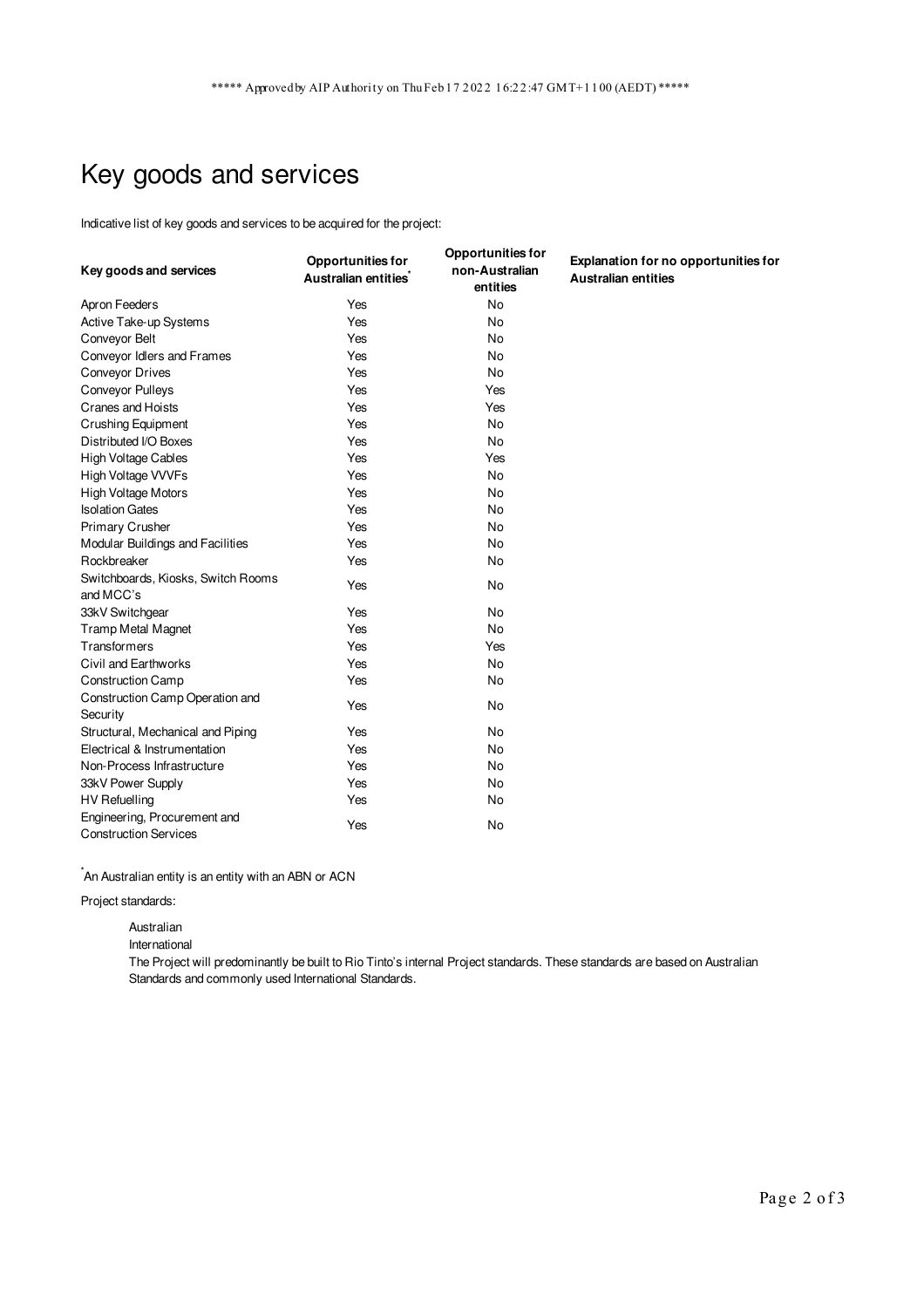\*\*\*\*\* Approved by AIP Authority on Thu Feb 17 2022 16:22:47 GMT+1100 (AEDT) \*\*\*\*\*

# Key goods and services

Indicative list of key goods and services to be acquired for the project:

| Key goods and services | Opportunities for Australian entities* | Opportunities for non-Australian entities | Explanation for no opportunities for Australian entities |
|---|---|---|---|
| Apron Feeders | Yes | No | |
| Active Take-up Systems | Yes | No | |
| Conveyor Belt | Yes | No | |
| Conveyor Idlers and Frames | Yes | No | |
| Conveyor Drives | Yes | No | |
| Conveyor Pulleys | Yes | Yes | |
| Cranes and Hoists | Yes | Yes | |
| Crushing Equipment | Yes | No | |
| Distributed I/O Boxes | Yes | No | |
| High Voltage Cables | Yes | Yes | |
| High Voltage VVVFs | Yes | No | |
| High Voltage Motors | Yes | No | |
| Isolation Gates | Yes | No | |
| Primary Crusher | Yes | No | |
| Modular Buildings and Facilities | Yes | No | |
| Rockbreaker | Yes | No | |
| Switchboards, Kiosks, Switch Rooms and MCC's | Yes | No | |
| 33kV Switchgear | Yes | No | |
| Tramp Metal Magnet | Yes | No | |
| Transformers | Yes | Yes | |
| Civil and Earthworks | Yes | No | |
| Construction Camp | Yes | No | |
| Construction Camp Operation and Security | Yes | No | |
| Structural, Mechanical and Piping | Yes | No | |
| Electrical & Instrumentation | Yes | No | |
| Non-Process Infrastructure | Yes | No | |
| 33kV Power Supply | Yes | No | |
| HV Refuelling | Yes | No | |
| Engineering, Procurement and Construction Services | Yes | No | |

*An Australian entity is an entity with an ABN or ACN

Project standards:

Australian

International

The Project will predominantly be built to Rio Tinto's internal Project standards. These standards are based on Australian Standards and commonly used International Standards.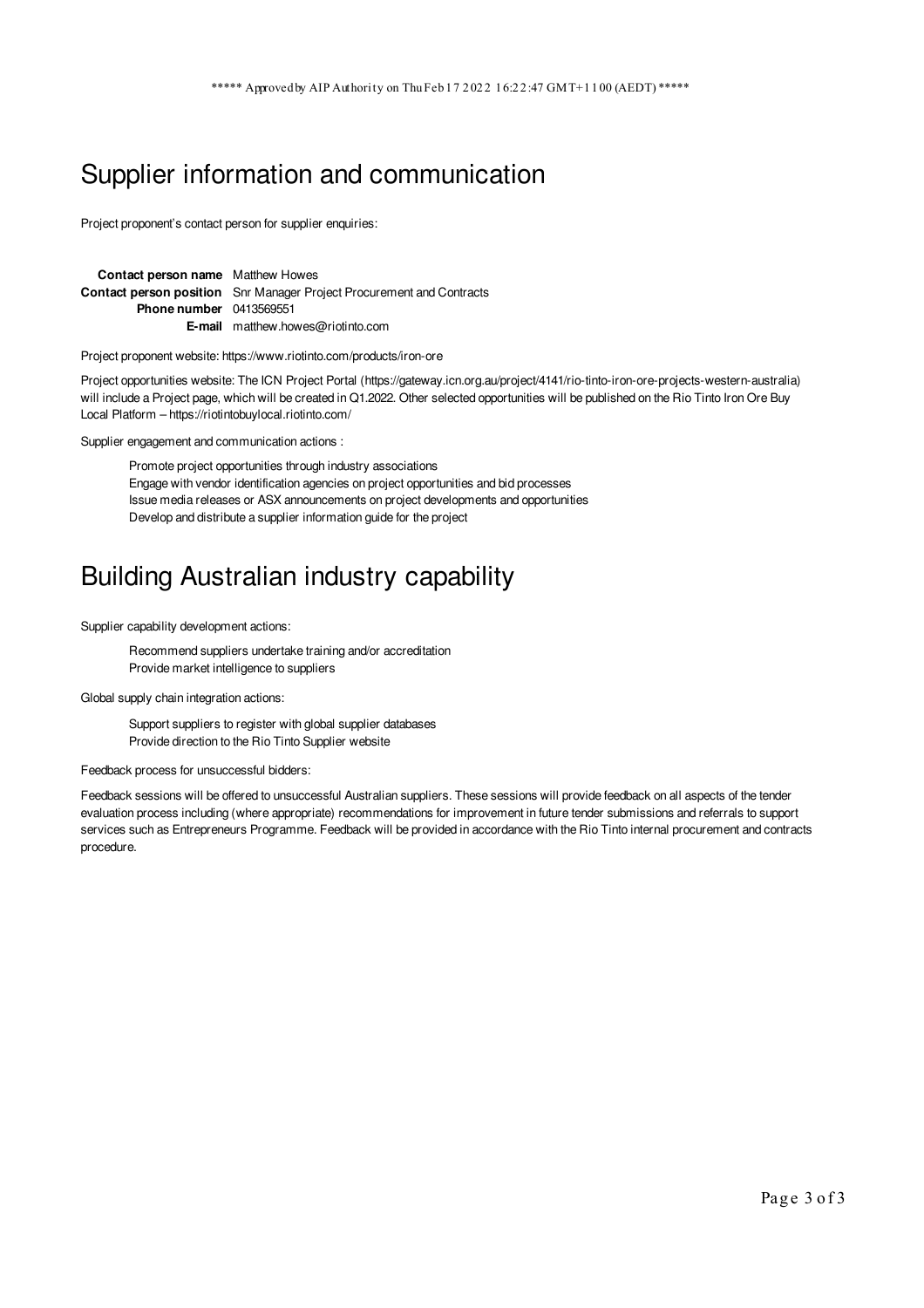***** Approved by AIP Authority on Thu Feb 17 2022 16:22:47 GMT+1100 (AEDT) *****

# Supplier information and communication

Project proponent's contact person for supplier enquiries:

| | |
|---|---|
| **Contact person name** | Matthew Howes |
| **Contact person position** | Snr Manager Project Procurement and Contracts |
| **Phone number** | 0413569551 |
| **E-mail** | matthew.howes@riotinto.com |

Project proponent website: https://www.riotinto.com/products/iron-ore

Project opportunities website: The ICN Project Portal (https://gateway.icn.org.au/project/4141/rio-tinto-iron-ore-projects-western-australia) will include a Project page, which will be created in Q1.2022. Other selected opportunities will be published on the Rio Tinto Iron Ore Buy Local Platform – https://riotintobuylocal.riotinto.com/

Supplier engagement and communication actions :

- Promote project opportunities through industry associations
- Engage with vendor identification agencies on project opportunities and bid processes
- Issue media releases or ASX announcements on project developments and opportunities
- Develop and distribute a supplier information guide for the project

# Building Australian industry capability

Supplier capability development actions:

- Recommend suppliers undertake training and/or accreditation
- Provide market intelligence to suppliers

Global supply chain integration actions:

- Support suppliers to register with global supplier databases
- Provide direction to the Rio Tinto Supplier website

Feedback process for unsuccessful bidders:

Feedback sessions will be offered to unsuccessful Australian suppliers. These sessions will provide feedback on all aspects of the tender evaluation process including (where appropriate) recommendations for improvement in future tender submissions and referrals to support services such as Entrepreneurs Programme. Feedback will be provided in accordance with the Rio Tinto internal procurement and contracts procedure.